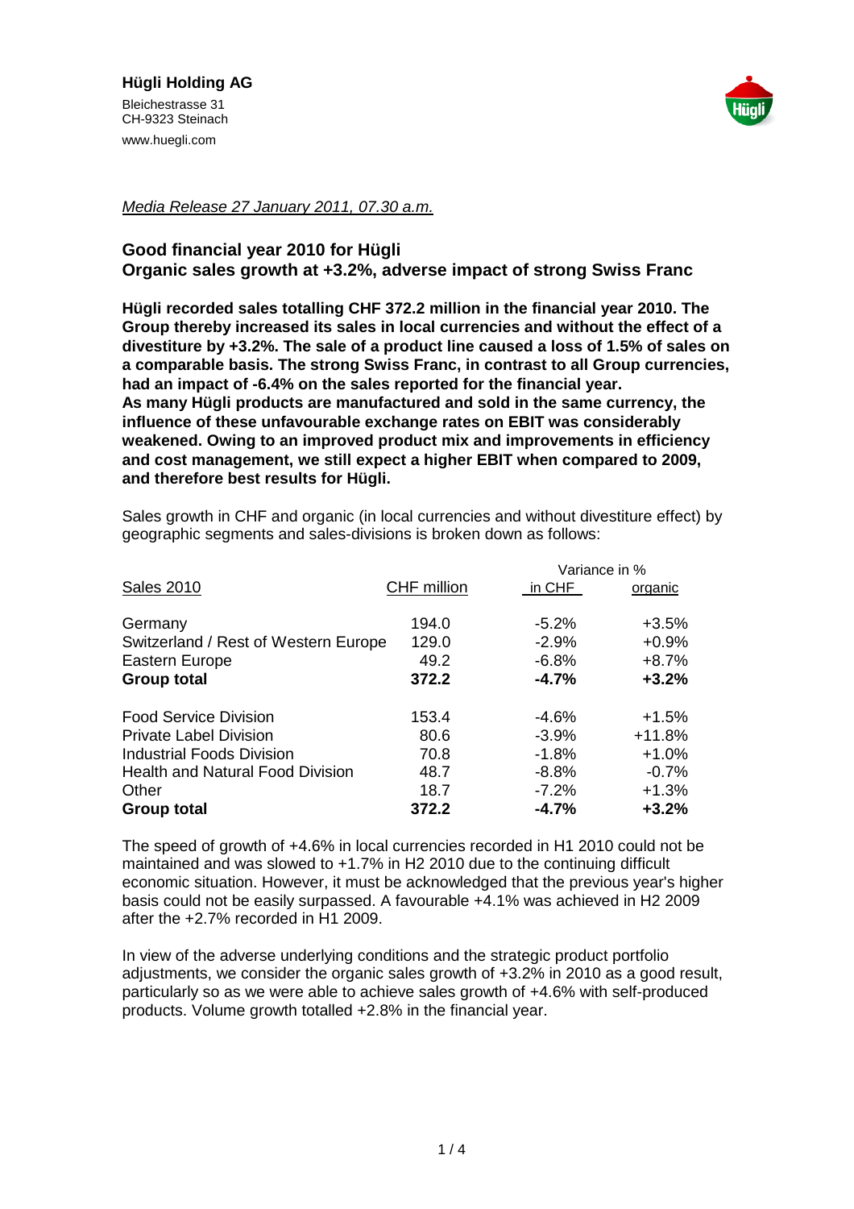**Hügli Holding AG**
Bleichestrasse 31
CH-9323 Steinach
www.huegli.com

*Media Release 27 January 2011, 07.30 a.m.*

## Good financial year 2010 for Hügli
## Organic sales growth at +3.2%, adverse impact of strong Swiss Franc

**Hügli recorded sales totalling CHF 372.2 million in the financial year 2010. The Group thereby increased its sales in local currencies and without the effect of a divestiture by +3.2%. The sale of a product line caused a loss of 1.5% of sales on a comparable basis. The strong Swiss Franc, in contrast to all Group currencies, had an impact of -6.4% on the sales reported for the financial year.**
**As many Hügli products are manufactured and sold in the same currency, the influence of these unfavourable exchange rates on EBIT was considerably weakened. Owing to an improved product mix and improvements in efficiency and cost management, we still expect a higher EBIT when compared to 2009, and therefore best results for Hügli.**

Sales growth in CHF and organic (in local currencies and without divestiture effect) by geographic segments and sales-divisions is broken down as follows:

| | | Variance in % | |
|---|---|---|---|
| Sales 2010 | CHF million | in CHF | organic |
| Germany | 194.0 | -5.2% | +3.5% |
| Switzerland / Rest of Western Europe | 129.0 | -2.9% | +0.9% |
| Eastern Europe | 49.2 | -6.8% | +8.7% |
| **Group total** | **372.2** | **-4.7%** | **+3.2%** |
| Food Service Division | 153.4 | -4.6% | +1.5% |
| Private Label Division | 80.6 | -3.9% | +11.8% |
| Industrial Foods Division | 70.8 | -1.8% | +1.0% |
| Health and Natural Food Division | 48.7 | -8.8% | -0.7% |
| Other | 18.7 | -7.2% | +1.3% |
| **Group total** | **372.2** | **-4.7%** | **+3.2%** |

The speed of growth of +4.6% in local currencies recorded in H1 2010 could not be maintained and was slowed to +1.7% in H2 2010 due to the continuing difficult economic situation. However, it must be acknowledged that the previous year's higher basis could not be easily surpassed. A favourable +4.1% was achieved in H2 2009 after the +2.7% recorded in H1 2009.

In view of the adverse underlying conditions and the strategic product portfolio adjustments, we consider the organic sales growth of +3.2% in 2010 as a good result, particularly so as we were able to achieve sales growth of +4.6% with self-produced products. Volume growth totalled +2.8% in the financial year.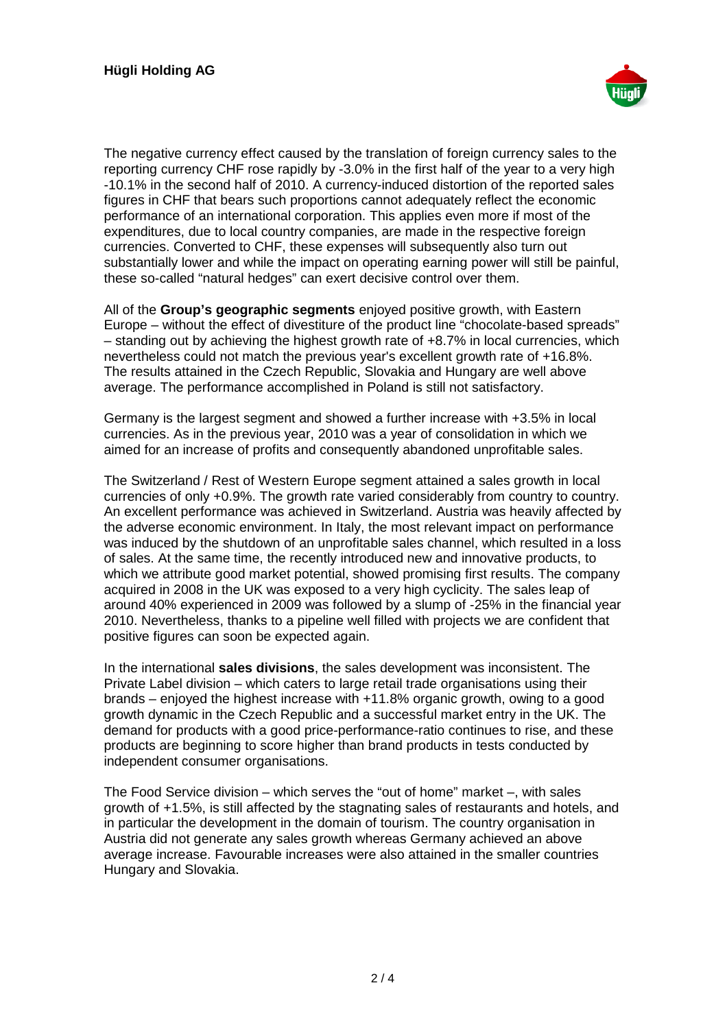The negative currency effect caused by the translation of foreign currency sales to the reporting currency CHF rose rapidly by -3.0% in the first half of the year to a very high -10.1% in the second half of 2010. A currency-induced distortion of the reported sales figures in CHF that bears such proportions cannot adequately reflect the economic performance of an international corporation. This applies even more if most of the expenditures, due to local country companies, are made in the respective foreign currencies. Converted to CHF, these expenses will subsequently also turn out substantially lower and while the impact on operating earning power will still be painful, these so-called "natural hedges" can exert decisive control over them.

All of the **Group's geographic segments** enjoyed positive growth, with Eastern Europe – without the effect of divestiture of the product line "chocolate-based spreads" – standing out by achieving the highest growth rate of +8.7% in local currencies, which nevertheless could not match the previous year's excellent growth rate of +16.8%. The results attained in the Czech Republic, Slovakia and Hungary are well above average. The performance accomplished in Poland is still not satisfactory.

Germany is the largest segment and showed a further increase with +3.5% in local currencies. As in the previous year, 2010 was a year of consolidation in which we aimed for an increase of profits and consequently abandoned unprofitable sales.

The Switzerland / Rest of Western Europe segment attained a sales growth in local currencies of only +0.9%. The growth rate varied considerably from country to country. An excellent performance was achieved in Switzerland. Austria was heavily affected by the adverse economic environment. In Italy, the most relevant impact on performance was induced by the shutdown of an unprofitable sales channel, which resulted in a loss of sales. At the same time, the recently introduced new and innovative products, to which we attribute good market potential, showed promising first results. The company acquired in 2008 in the UK was exposed to a very high cyclicity. The sales leap of around 40% experienced in 2009 was followed by a slump of -25% in the financial year 2010. Nevertheless, thanks to a pipeline well filled with projects we are confident that positive figures can soon be expected again.

In the international **sales divisions**, the sales development was inconsistent. The Private Label division – which caters to large retail trade organisations using their brands – enjoyed the highest increase with +11.8% organic growth, owing to a good growth dynamic in the Czech Republic and a successful market entry in the UK. The demand for products with a good price-performance-ratio continues to rise, and these products are beginning to score higher than brand products in tests conducted by independent consumer organisations.

The Food Service division – which serves the "out of home" market –, with sales growth of +1.5%, is still affected by the stagnating sales of restaurants and hotels, and in particular the development in the domain of tourism. The country organisation in Austria did not generate any sales growth whereas Germany achieved an above average increase. Favourable increases were also attained in the smaller countries Hungary and Slovakia.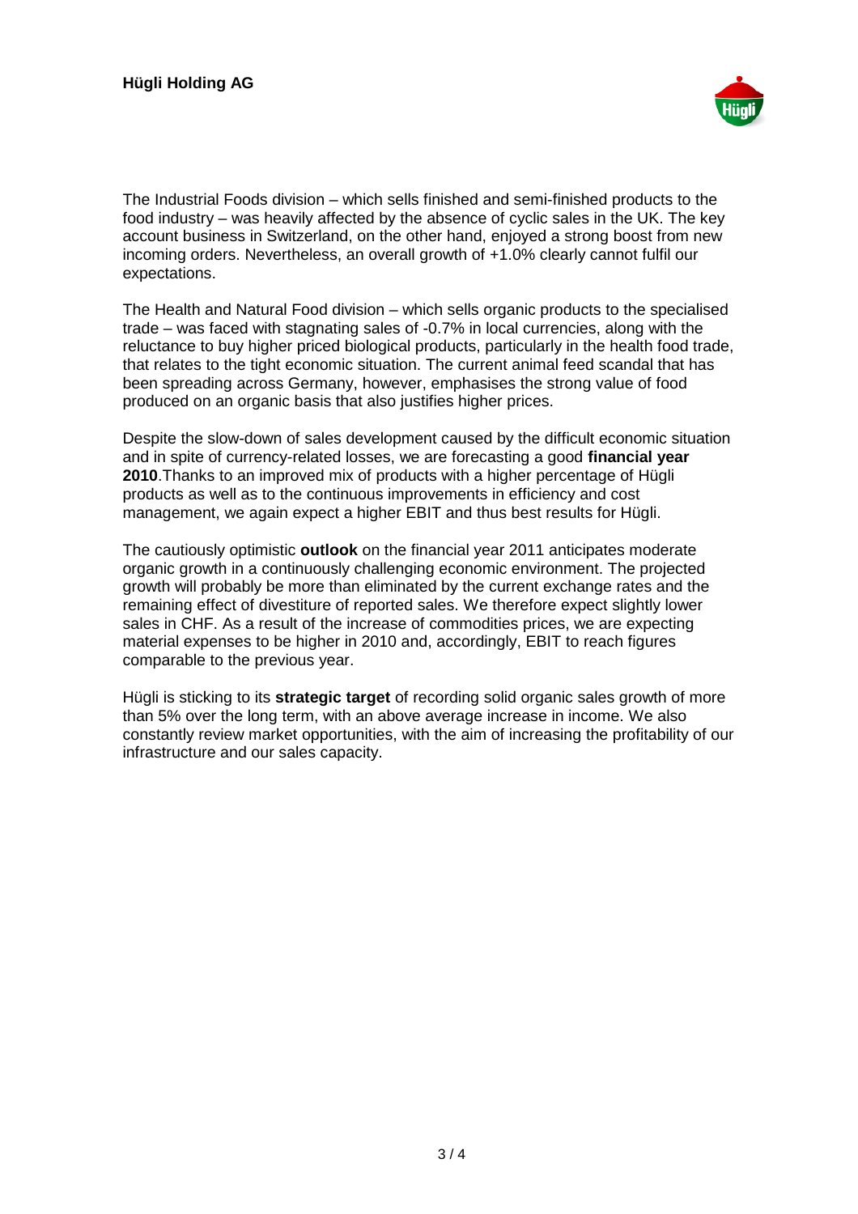The Industrial Foods division – which sells finished and semi-finished products to the food industry – was heavily affected by the absence of cyclic sales in the UK. The key account business in Switzerland, on the other hand, enjoyed a strong boost from new incoming orders. Nevertheless, an overall growth of +1.0% clearly cannot fulfil our expectations.

The Health and Natural Food division – which sells organic products to the specialised trade – was faced with stagnating sales of -0.7% in local currencies, along with the reluctance to buy higher priced biological products, particularly in the health food trade, that relates to the tight economic situation. The current animal feed scandal that has been spreading across Germany, however, emphasises the strong value of food produced on an organic basis that also justifies higher prices.

Despite the slow-down of sales development caused by the difficult economic situation and in spite of currency-related losses, we are forecasting a good **financial year 2010**.Thanks to an improved mix of products with a higher percentage of Hügli products as well as to the continuous improvements in efficiency and cost management, we again expect a higher EBIT and thus best results for Hügli.

The cautiously optimistic **outlook** on the financial year 2011 anticipates moderate organic growth in a continuously challenging economic environment. The projected growth will probably be more than eliminated by the current exchange rates and the remaining effect of divestiture of reported sales. We therefore expect slightly lower sales in CHF. As a result of the increase of commodities prices, we are expecting material expenses to be higher in 2010 and, accordingly, EBIT to reach figures comparable to the previous year.

Hügli is sticking to its **strategic target** of recording solid organic sales growth of more than 5% over the long term, with an above average increase in income. We also constantly review market opportunities, with the aim of increasing the profitability of our infrastructure and our sales capacity.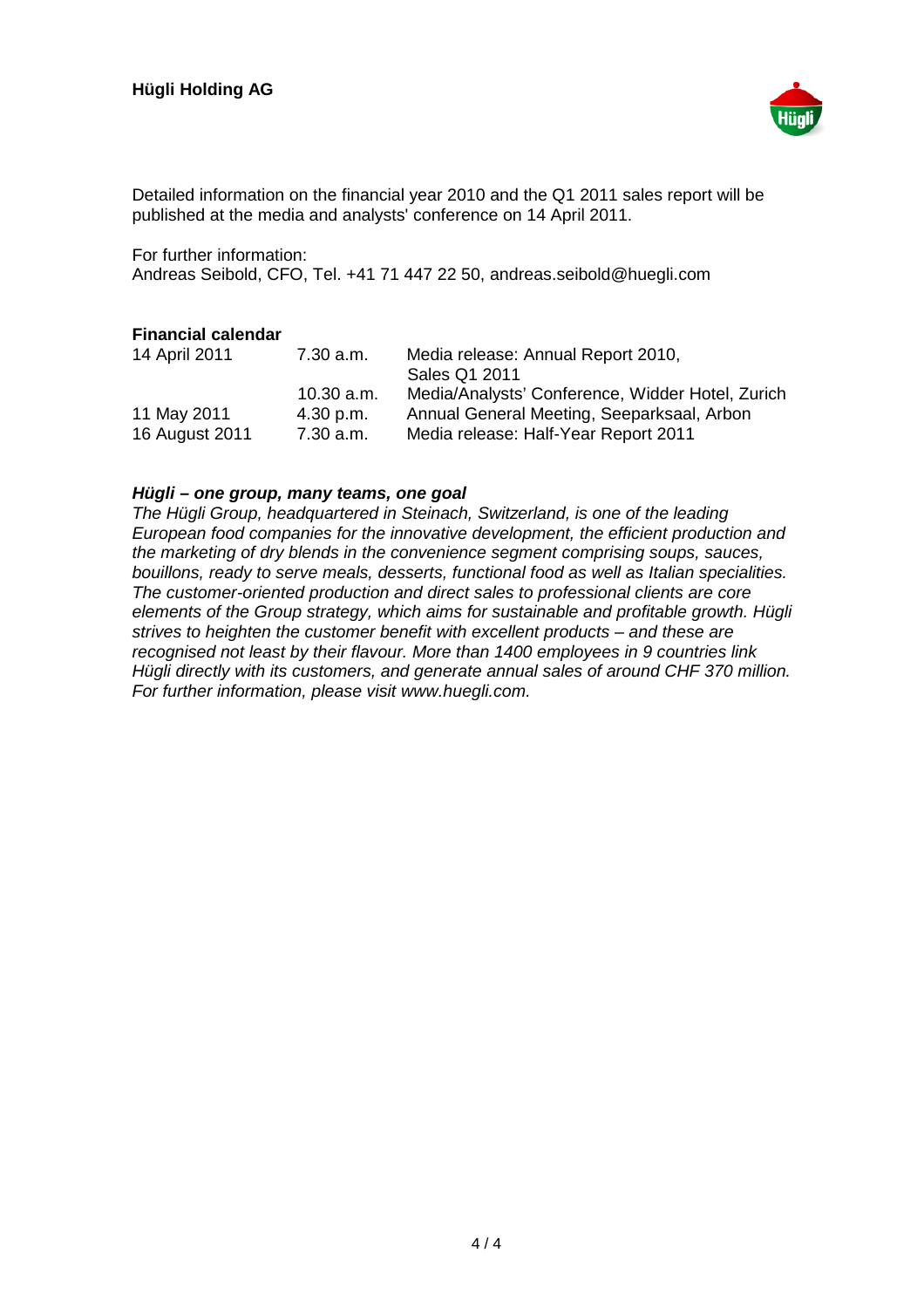Detailed information on the financial year 2010 and the Q1 2011 sales report will be published at the media and analysts' conference on 14 April 2011.

For further information:
Andreas Seibold, CFO, Tel. +41 71 447 22 50, andreas.seibold@huegli.com

**Financial calendar**

| | | |
|---|---|---|
| 14 April 2011 | 7.30 a.m. | Media release: Annual Report 2010, Sales Q1 2011 |
| | 10.30 a.m. | Media/Analysts' Conference, Widder Hotel, Zurich |
| 11 May 2011 | 4.30 p.m. | Annual General Meeting, Seeparksaal, Arbon |
| 16 August 2011 | 7.30 a.m. | Media release: Half-Year Report 2011 |

***Hügli – one group, many teams, one goal***

*The Hügli Group, headquartered in Steinach, Switzerland, is one of the leading European food companies for the innovative development, the efficient production and the marketing of dry blends in the convenience segment comprising soups, sauces, bouillons, ready to serve meals, desserts, functional food as well as Italian specialities. The customer-oriented production and direct sales to professional clients are core elements of the Group strategy, which aims for sustainable and profitable growth. Hügli strives to heighten the customer benefit with excellent products – and these are recognised not least by their flavour. More than 1400 employees in 9 countries link Hügli directly with its customers, and generate annual sales of around CHF 370 million. For further information, please visit www.huegli.com.*